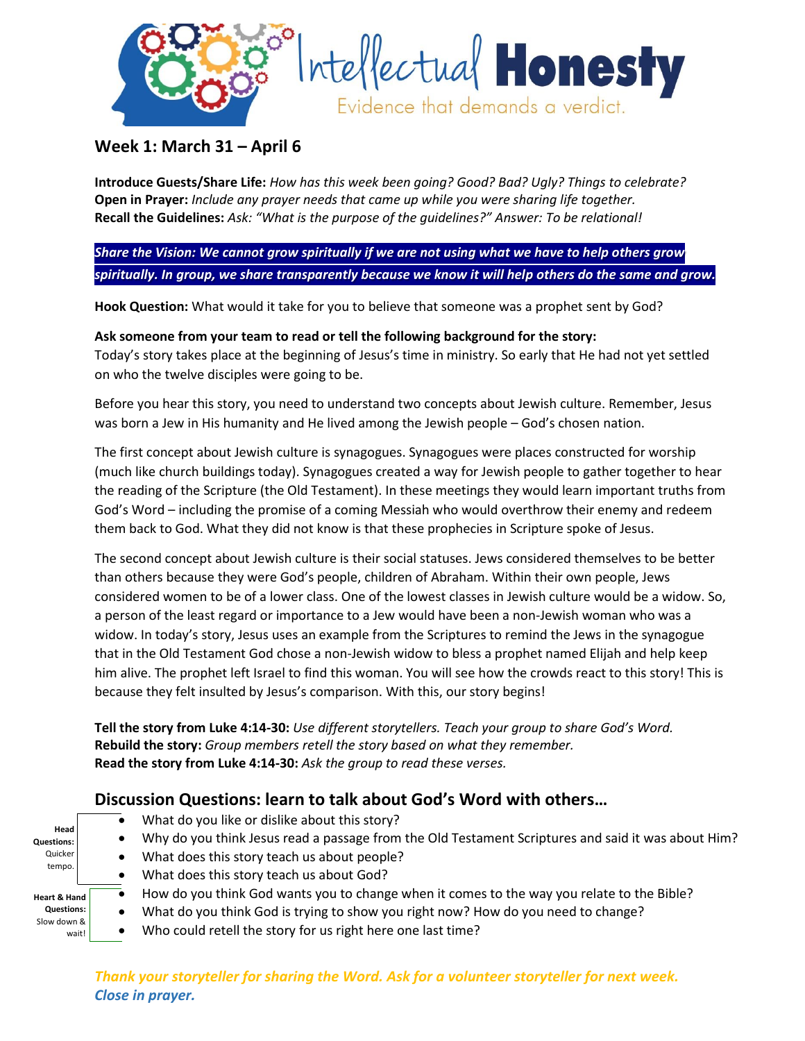# Intellectual Honesty

Evidence that demands a verdict.

## Week 1: March 31 – April 6

**Introduce Guests/Share Life:** *How has this week been going? Good? Bad? Ugly? Things to celebrate?*
**Open in Prayer:** *Include any prayer needs that came up while you were sharing life together.*
**Recall the Guidelines:** *Ask: "What is the purpose of the guidelines?" Answer: To be relational!*

***Share the Vision: We cannot grow spiritually if we are not using what we have to help others grow spiritually. In group, we share transparently because we know it will help others do the same and grow.***

**Hook Question:** What would it take for you to believe that someone was a prophet sent by God?

**Ask someone from your team to read or tell the following background for the story:**
Today's story takes place at the beginning of Jesus's time in ministry. So early that He had not yet settled on who the twelve disciples were going to be.

Before you hear this story, you need to understand two concepts about Jewish culture. Remember, Jesus was born a Jew in His humanity and He lived among the Jewish people – God's chosen nation.

The first concept about Jewish culture is synagogues. Synagogues were places constructed for worship (much like church buildings today). Synagogues created a way for Jewish people to gather together to hear the reading of the Scripture (the Old Testament). In these meetings they would learn important truths from God's Word – including the promise of a coming Messiah who would overthrow their enemy and redeem them back to God. What they did not know is that these prophecies in Scripture spoke of Jesus.

The second concept about Jewish culture is their social statuses. Jews considered themselves to be better than others because they were God's people, children of Abraham. Within their own people, Jews considered women to be of a lower class. One of the lowest classes in Jewish culture would be a widow. So, a person of the least regard or importance to a Jew would have been a non-Jewish woman who was a widow. In today's story, Jesus uses an example from the Scriptures to remind the Jews in the synagogue that in the Old Testament God chose a non-Jewish widow to bless a prophet named Elijah and help keep him alive. The prophet left Israel to find this woman. You will see how the crowds react to this story! This is because they felt insulted by Jesus's comparison. With this, our story begins!

**Tell the story from Luke 4:14-30:** *Use different storytellers. Teach your group to share God's Word.*
**Rebuild the story:** *Group members retell the story based on what they remember.*
**Read the story from Luke 4:14-30:** *Ask the group to read these verses.*

## Discussion Questions: learn to talk about God's Word with others…

**Head Questions:** Quicker tempo.

- What do you like or dislike about this story?
- Why do you think Jesus read a passage from the Old Testament Scriptures and said it was about Him?
- What does this story teach us about people?
- What does this story teach us about God?

**Heart & Hand Questions:** Slow down & wait!

- How do you think God wants you to change when it comes to the way you relate to the Bible?
- What do you think God is trying to show you right now? How do you need to change?
- Who could retell the story for us right here one last time?

***Thank your storyteller for sharing the Word. Ask for a volunteer storyteller for next week.***
***Close in prayer.***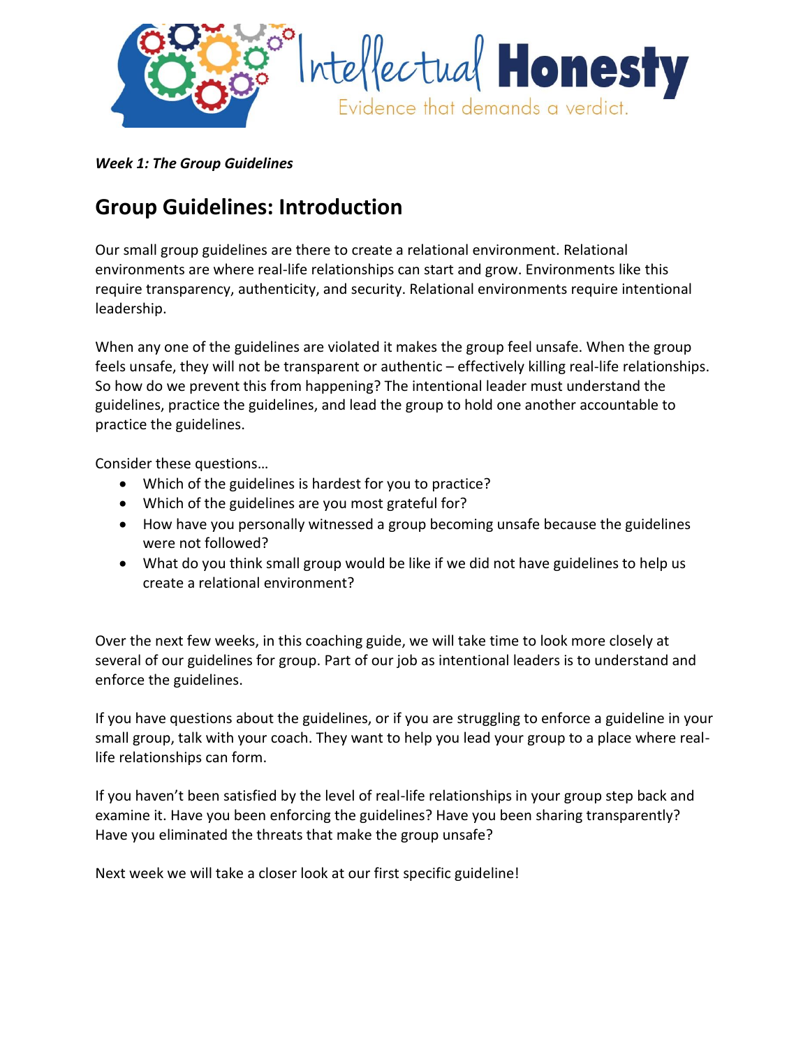Intellectual Honesty
Evidence that demands a verdict.

***Week 1: The Group Guidelines***

## Group Guidelines: Introduction

Our small group guidelines are there to create a relational environment. Relational environments are where real-life relationships can start and grow. Environments like this require transparency, authenticity, and security. Relational environments require intentional leadership.

When any one of the guidelines are violated it makes the group feel unsafe. When the group feels unsafe, they will not be transparent or authentic – effectively killing real-life relationships. So how do we prevent this from happening? The intentional leader must understand the guidelines, practice the guidelines, and lead the group to hold one another accountable to practice the guidelines.

Consider these questions…

- Which of the guidelines is hardest for you to practice?
- Which of the guidelines are you most grateful for?
- How have you personally witnessed a group becoming unsafe because the guidelines were not followed?
- What do you think small group would be like if we did not have guidelines to help us create a relational environment?

Over the next few weeks, in this coaching guide, we will take time to look more closely at several of our guidelines for group. Part of our job as intentional leaders is to understand and enforce the guidelines.

If you have questions about the guidelines, or if you are struggling to enforce a guideline in your small group, talk with your coach. They want to help you lead your group to a place where real-life relationships can form.

If you haven't been satisfied by the level of real-life relationships in your group step back and examine it. Have you been enforcing the guidelines? Have you been sharing transparently? Have you eliminated the threats that make the group unsafe?

Next week we will take a closer look at our first specific guideline!